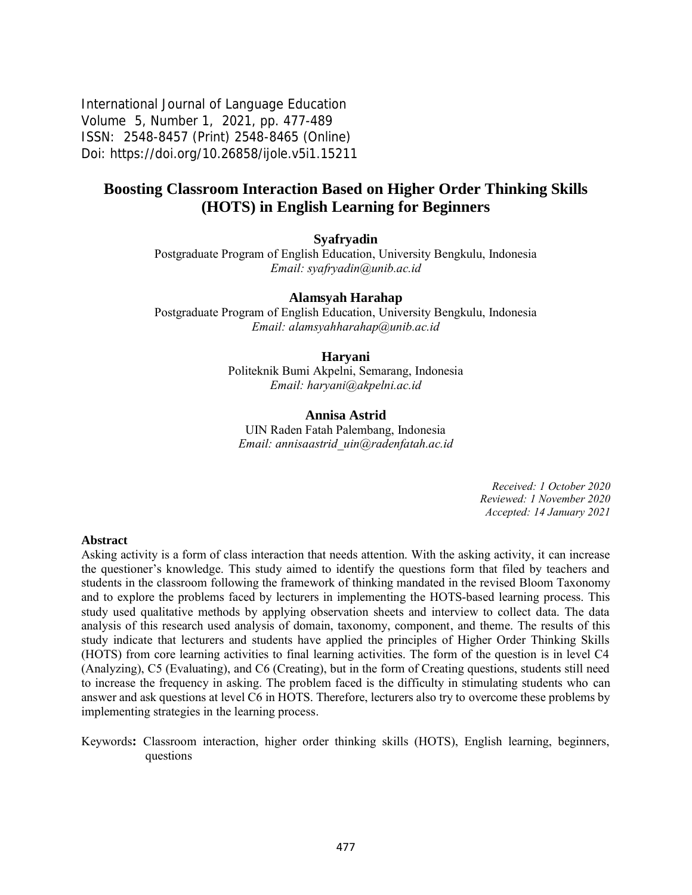International Journal of Language Education
Volume 5, Number 1, 2021, pp. 477-489
ISSN: 2548-8457 (Print) 2548-8465 (Online)
Doi: https://doi.org/10.26858/ijole.v5i1.15211

# Boosting Classroom Interaction Based on Higher Order Thinking Skills (HOTS) in English Learning for Beginners

**Syafryadin**
Postgraduate Program of English Education, University Bengkulu, Indonesia
*Email: syafryadin@unib.ac.id*

**Alamsyah Harahap**
Postgraduate Program of English Education, University Bengkulu, Indonesia
*Email: alamsyahharahap@unib.ac.id*

**Haryani**
Politeknik Bumi Akpelni, Semarang, Indonesia
*Email: haryani@akpelni.ac.id*

**Annisa Astrid**
UIN Raden Fatah Palembang, Indonesia
*Email: annisaastrid_uin@radenfatah.ac.id*

*Received: 1 October 2020*
*Reviewed: 1 November 2020*
*Accepted: 14 January 2021*

**Abstract**

Asking activity is a form of class interaction that needs attention. With the asking activity, it can increase the questioner's knowledge. This study aimed to identify the questions form that filed by teachers and students in the classroom following the framework of thinking mandated in the revised Bloom Taxonomy and to explore the problems faced by lecturers in implementing the HOTS-based learning process. This study used qualitative methods by applying observation sheets and interview to collect data. The data analysis of this research used analysis of domain, taxonomy, component, and theme. The results of this study indicate that lecturers and students have applied the principles of Higher Order Thinking Skills (HOTS) from core learning activities to final learning activities. The form of the question is in level C4 (Analyzing), C5 (Evaluating), and C6 (Creating), but in the form of Creating questions, students still need to increase the frequency in asking. The problem faced is the difficulty in stimulating students who can answer and ask questions at level C6 in HOTS. Therefore, lecturers also try to overcome these problems by implementing strategies in the learning process.

Keywords**:** Classroom interaction, higher order thinking skills (HOTS), English learning, beginners, questions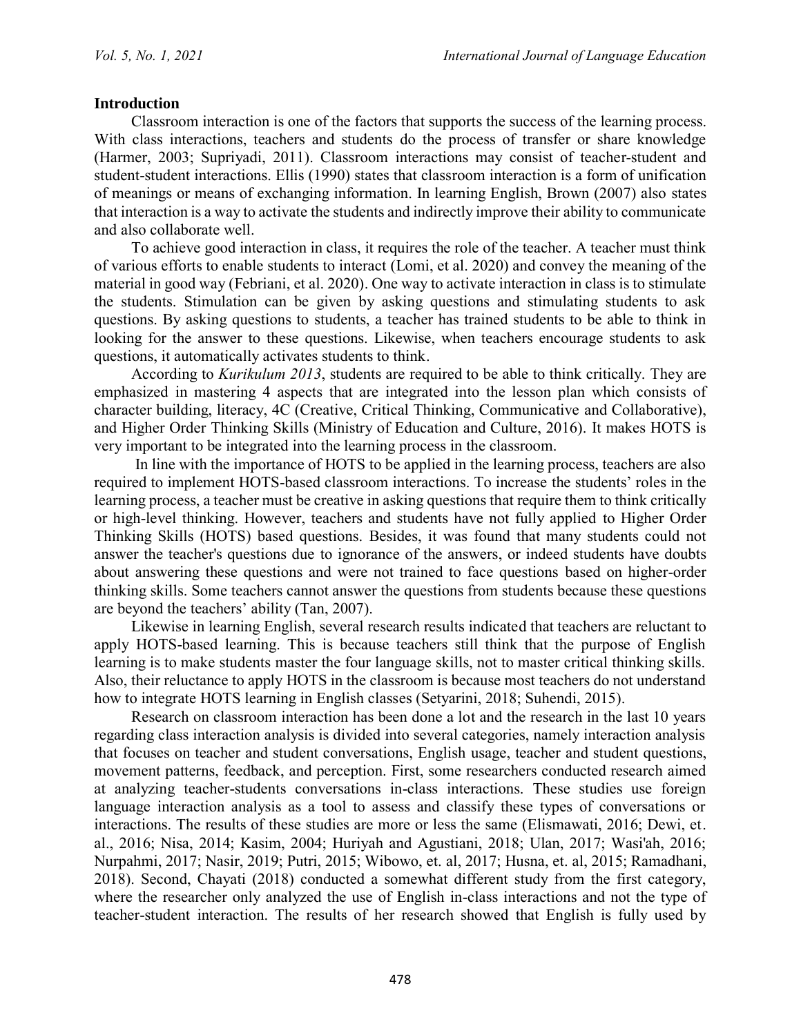## Introduction

Classroom interaction is one of the factors that supports the success of the learning process. With class interactions, teachers and students do the process of transfer or share knowledge (Harmer, 2003; Supriyadi, 2011). Classroom interactions may consist of teacher-student and student-student interactions. Ellis (1990) states that classroom interaction is a form of unification of meanings or means of exchanging information. In learning English, Brown (2007) also states that interaction is a way to activate the students and indirectly improve their ability to communicate and also collaborate well.

To achieve good interaction in class, it requires the role of the teacher. A teacher must think of various efforts to enable students to interact (Lomi, et al. 2020) and convey the meaning of the material in good way (Febriani, et al. 2020). One way to activate interaction in class is to stimulate the students. Stimulation can be given by asking questions and stimulating students to ask questions. By asking questions to students, a teacher has trained students to be able to think in looking for the answer to these questions. Likewise, when teachers encourage students to ask questions, it automatically activates students to think.

According to *Kurikulum 2013*, students are required to be able to think critically. They are emphasized in mastering 4 aspects that are integrated into the lesson plan which consists of character building, literacy, 4C (Creative, Critical Thinking, Communicative and Collaborative), and Higher Order Thinking Skills (Ministry of Education and Culture, 2016). It makes HOTS is very important to be integrated into the learning process in the classroom.

In line with the importance of HOTS to be applied in the learning process, teachers are also required to implement HOTS-based classroom interactions. To increase the students' roles in the learning process, a teacher must be creative in asking questions that require them to think critically or high-level thinking. However, teachers and students have not fully applied to Higher Order Thinking Skills (HOTS) based questions. Besides, it was found that many students could not answer the teacher's questions due to ignorance of the answers, or indeed students have doubts about answering these questions and were not trained to face questions based on higher-order thinking skills. Some teachers cannot answer the questions from students because these questions are beyond the teachers' ability (Tan, 2007).

Likewise in learning English, several research results indicated that teachers are reluctant to apply HOTS-based learning. This is because teachers still think that the purpose of English learning is to make students master the four language skills, not to master critical thinking skills. Also, their reluctance to apply HOTS in the classroom is because most teachers do not understand how to integrate HOTS learning in English classes (Setyarini, 2018; Suhendi, 2015).

Research on classroom interaction has been done a lot and the research in the last 10 years regarding class interaction analysis is divided into several categories, namely interaction analysis that focuses on teacher and student conversations, English usage, teacher and student questions, movement patterns, feedback, and perception. First, some researchers conducted research aimed at analyzing teacher-students conversations in-class interactions. These studies use foreign language interaction analysis as a tool to assess and classify these types of conversations or interactions. The results of these studies are more or less the same (Elismawati, 2016; Dewi, et. al., 2016; Nisa, 2014; Kasim, 2004; Huriyah and Agustiani, 2018; Ulan, 2017; Wasi'ah, 2016; Nurpahmi, 2017; Nasir, 2019; Putri, 2015; Wibowo, et. al, 2017; Husna, et. al, 2015; Ramadhani, 2018). Second, Chayati (2018) conducted a somewhat different study from the first category, where the researcher only analyzed the use of English in-class interactions and not the type of teacher-student interaction. The results of her research showed that English is fully used by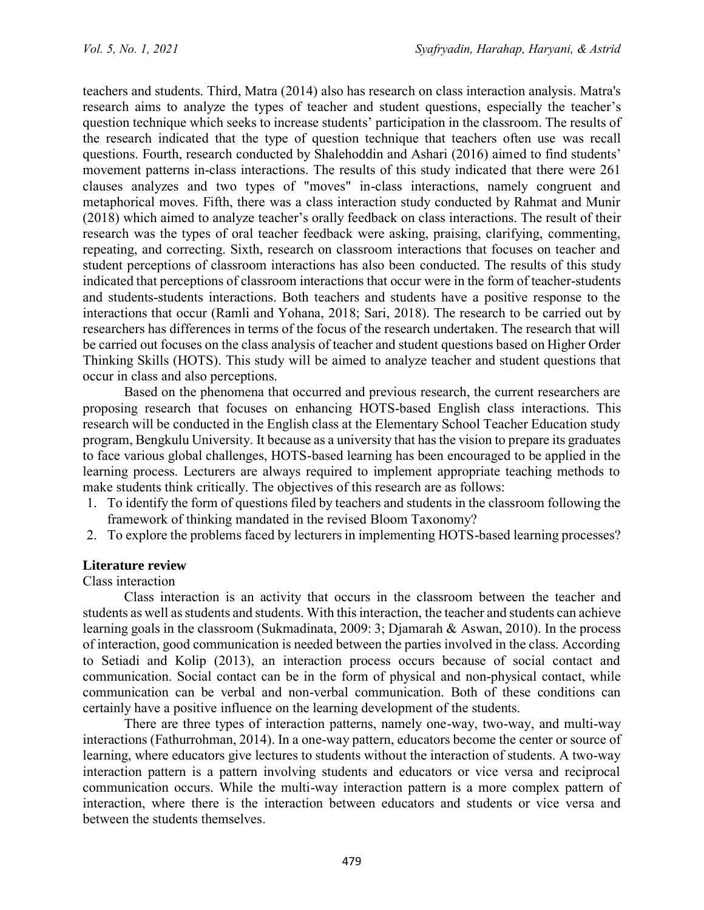teachers and students. Third, Matra (2014) also has research on class interaction analysis. Matra's research aims to analyze the types of teacher and student questions, especially the teacher's question technique which seeks to increase students' participation in the classroom. The results of the research indicated that the type of question technique that teachers often use was recall questions. Fourth, research conducted by Shalehoddin and Ashari (2016) aimed to find students' movement patterns in-class interactions. The results of this study indicated that there were 261 clauses analyzes and two types of "moves" in-class interactions, namely congruent and metaphorical moves. Fifth, there was a class interaction study conducted by Rahmat and Munir (2018) which aimed to analyze teacher's orally feedback on class interactions. The result of their research was the types of oral teacher feedback were asking, praising, clarifying, commenting, repeating, and correcting. Sixth, research on classroom interactions that focuses on teacher and student perceptions of classroom interactions has also been conducted. The results of this study indicated that perceptions of classroom interactions that occur were in the form of teacher-students and students-students interactions. Both teachers and students have a positive response to the interactions that occur (Ramli and Yohana, 2018; Sari, 2018). The research to be carried out by researchers has differences in terms of the focus of the research undertaken. The research that will be carried out focuses on the class analysis of teacher and student questions based on Higher Order Thinking Skills (HOTS). This study will be aimed to analyze teacher and student questions that occur in class and also perceptions.

Based on the phenomena that occurred and previous research, the current researchers are proposing research that focuses on enhancing HOTS-based English class interactions. This research will be conducted in the English class at the Elementary School Teacher Education study program, Bengkulu University. It because as a university that has the vision to prepare its graduates to face various global challenges, HOTS-based learning has been encouraged to be applied in the learning process. Lecturers are always required to implement appropriate teaching methods to make students think critically. The objectives of this research are as follows:

1. To identify the form of questions filed by teachers and students in the classroom following the framework of thinking mandated in the revised Bloom Taxonomy?
2. To explore the problems faced by lecturers in implementing HOTS-based learning processes?

## Literature review

### Class interaction

Class interaction is an activity that occurs in the classroom between the teacher and students as well as students and students. With this interaction, the teacher and students can achieve learning goals in the classroom (Sukmadinata, 2009: 3; Djamarah & Aswan, 2010). In the process of interaction, good communication is needed between the parties involved in the class. According to Setiadi and Kolip (2013), an interaction process occurs because of social contact and communication. Social contact can be in the form of physical and non-physical contact, while communication can be verbal and non-verbal communication. Both of these conditions can certainly have a positive influence on the learning development of the students.

There are three types of interaction patterns, namely one-way, two-way, and multi-way interactions (Fathurrohman, 2014). In a one-way pattern, educators become the center or source of learning, where educators give lectures to students without the interaction of students. A two-way interaction pattern is a pattern involving students and educators or vice versa and reciprocal communication occurs. While the multi-way interaction pattern is a more complex pattern of interaction, where there is the interaction between educators and students or vice versa and between the students themselves.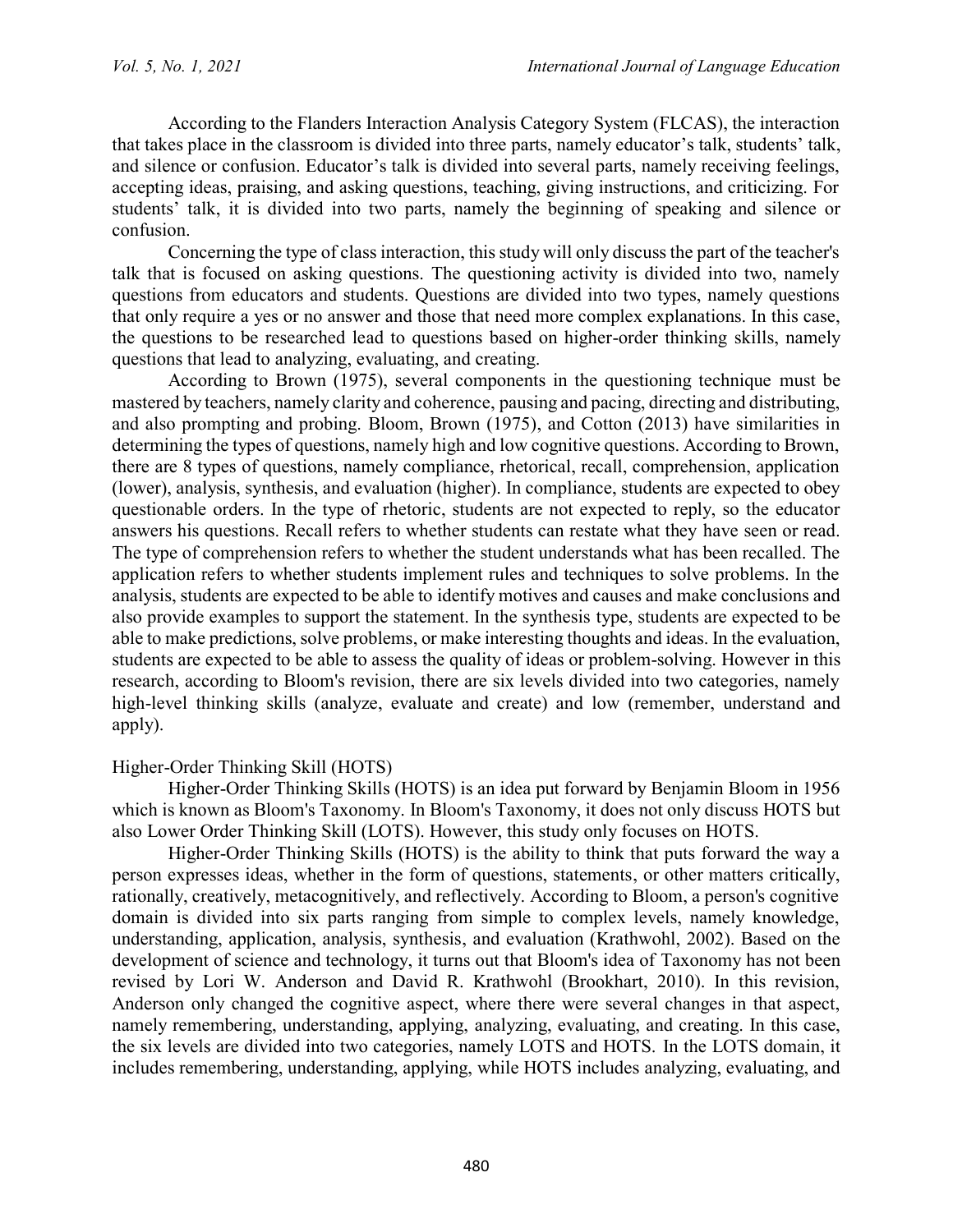According to the Flanders Interaction Analysis Category System (FLCAS), the interaction that takes place in the classroom is divided into three parts, namely educator's talk, students' talk, and silence or confusion. Educator's talk is divided into several parts, namely receiving feelings, accepting ideas, praising, and asking questions, teaching, giving instructions, and criticizing. For students' talk, it is divided into two parts, namely the beginning of speaking and silence or confusion.

Concerning the type of class interaction, this study will only discuss the part of the teacher's talk that is focused on asking questions. The questioning activity is divided into two, namely questions from educators and students. Questions are divided into two types, namely questions that only require a yes or no answer and those that need more complex explanations. In this case, the questions to be researched lead to questions based on higher-order thinking skills, namely questions that lead to analyzing, evaluating, and creating.

According to Brown (1975), several components in the questioning technique must be mastered by teachers, namely clarity and coherence, pausing and pacing, directing and distributing, and also prompting and probing. Bloom, Brown (1975), and Cotton (2013) have similarities in determining the types of questions, namely high and low cognitive questions. According to Brown, there are 8 types of questions, namely compliance, rhetorical, recall, comprehension, application (lower), analysis, synthesis, and evaluation (higher). In compliance, students are expected to obey questionable orders. In the type of rhetoric, students are not expected to reply, so the educator answers his questions. Recall refers to whether students can restate what they have seen or read. The type of comprehension refers to whether the student understands what has been recalled. The application refers to whether students implement rules and techniques to solve problems. In the analysis, students are expected to be able to identify motives and causes and make conclusions and also provide examples to support the statement. In the synthesis type, students are expected to be able to make predictions, solve problems, or make interesting thoughts and ideas. In the evaluation, students are expected to be able to assess the quality of ideas or problem-solving. However in this research, according to Bloom's revision, there are six levels divided into two categories, namely high-level thinking skills (analyze, evaluate and create) and low (remember, understand and apply).

## Higher-Order Thinking Skill (HOTS)

Higher-Order Thinking Skills (HOTS) is an idea put forward by Benjamin Bloom in 1956 which is known as Bloom's Taxonomy. In Bloom's Taxonomy, it does not only discuss HOTS but also Lower Order Thinking Skill (LOTS). However, this study only focuses on HOTS.

Higher-Order Thinking Skills (HOTS) is the ability to think that puts forward the way a person expresses ideas, whether in the form of questions, statements, or other matters critically, rationally, creatively, metacognitively, and reflectively. According to Bloom, a person's cognitive domain is divided into six parts ranging from simple to complex levels, namely knowledge, understanding, application, analysis, synthesis, and evaluation (Krathwohl, 2002). Based on the development of science and technology, it turns out that Bloom's idea of Taxonomy has not been revised by Lori W. Anderson and David R. Krathwohl (Brookhart, 2010). In this revision, Anderson only changed the cognitive aspect, where there were several changes in that aspect, namely remembering, understanding, applying, analyzing, evaluating, and creating. In this case, the six levels are divided into two categories, namely LOTS and HOTS. In the LOTS domain, it includes remembering, understanding, applying, while HOTS includes analyzing, evaluating, and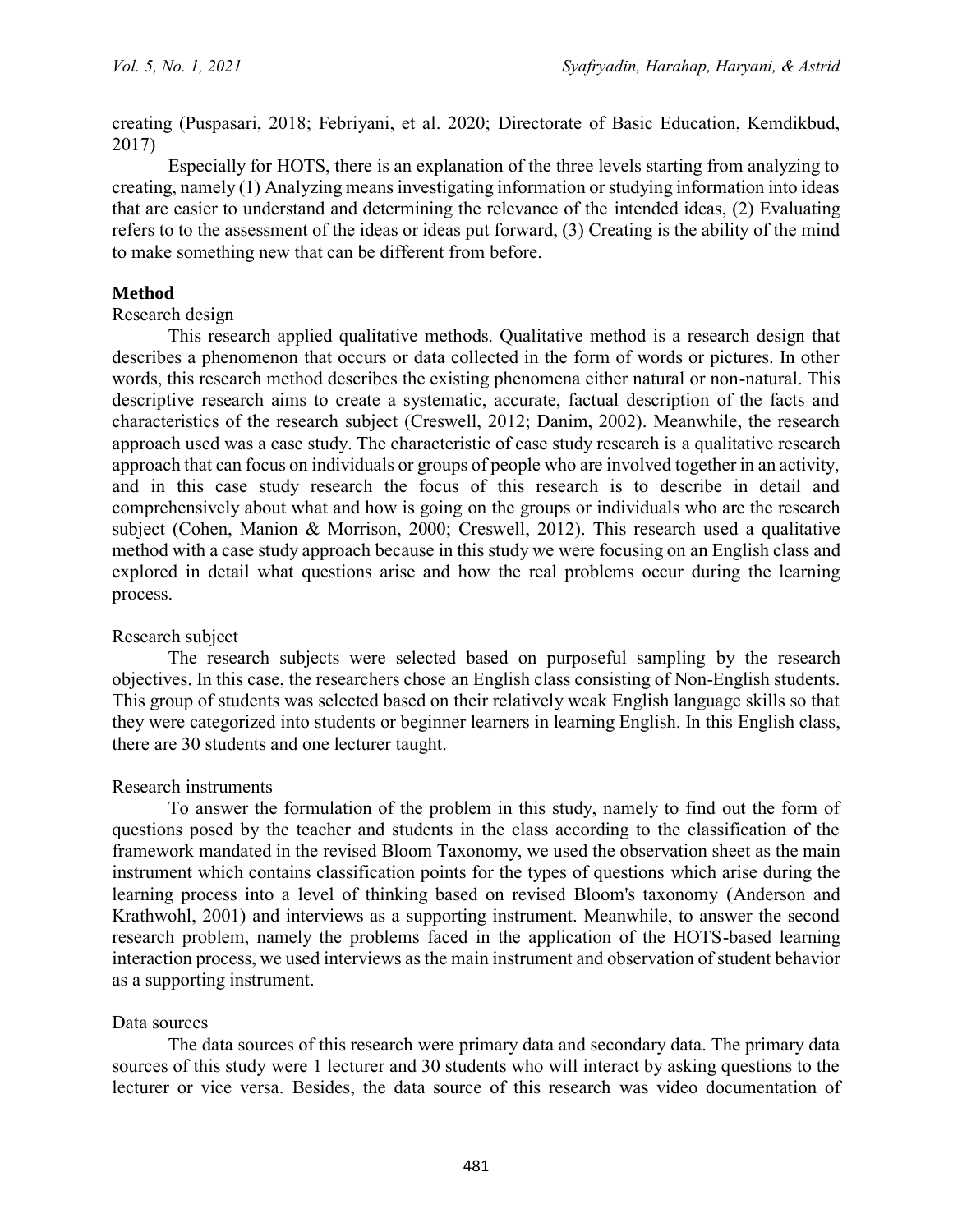creating (Puspasari, 2018; Febriyani, et al. 2020; Directorate of Basic Education, Kemdikbud, 2017)

Especially for HOTS, there is an explanation of the three levels starting from analyzing to creating, namely (1) Analyzing means investigating information or studying information into ideas that are easier to understand and determining the relevance of the intended ideas, (2) Evaluating refers to to the assessment of the ideas or ideas put forward, (3) Creating is the ability of the mind to make something new that can be different from before.

## Method

### Research design

This research applied qualitative methods. Qualitative method is a research design that describes a phenomenon that occurs or data collected in the form of words or pictures. In other words, this research method describes the existing phenomena either natural or non-natural. This descriptive research aims to create a systematic, accurate, factual description of the facts and characteristics of the research subject (Creswell, 2012; Danim, 2002). Meanwhile, the research approach used was a case study. The characteristic of case study research is a qualitative research approach that can focus on individuals or groups of people who are involved together in an activity, and in this case study research the focus of this research is to describe in detail and comprehensively about what and how is going on the groups or individuals who are the research subject (Cohen, Manion & Morrison, 2000; Creswell, 2012). This research used a qualitative method with a case study approach because in this study we were focusing on an English class and explored in detail what questions arise and how the real problems occur during the learning process.

### Research subject

The research subjects were selected based on purposeful sampling by the research objectives. In this case, the researchers chose an English class consisting of Non-English students. This group of students was selected based on their relatively weak English language skills so that they were categorized into students or beginner learners in learning English. In this English class, there are 30 students and one lecturer taught.

### Research instruments

To answer the formulation of the problem in this study, namely to find out the form of questions posed by the teacher and students in the class according to the classification of the framework mandated in the revised Bloom Taxonomy, we used the observation sheet as the main instrument which contains classification points for the types of questions which arise during the learning process into a level of thinking based on revised Bloom's taxonomy (Anderson and Krathwohl, 2001) and interviews as a supporting instrument. Meanwhile, to answer the second research problem, namely the problems faced in the application of the HOTS-based learning interaction process, we used interviews as the main instrument and observation of student behavior as a supporting instrument.

### Data sources

The data sources of this research were primary data and secondary data. The primary data sources of this study were 1 lecturer and 30 students who will interact by asking questions to the lecturer or vice versa. Besides, the data source of this research was video documentation of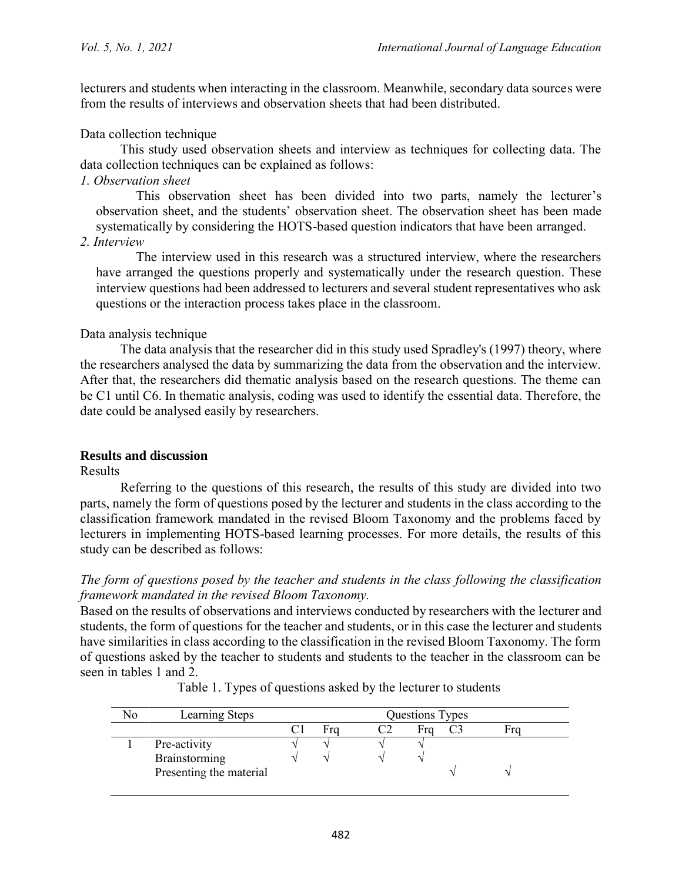lecturers and students when interacting in the classroom. Meanwhile, secondary data sources were from the results of interviews and observation sheets that had been distributed.

Data collection technique

This study used observation sheets and interview as techniques for collecting data. The data collection techniques can be explained as follows:

*1. Observation sheet*

This observation sheet has been divided into two parts, namely the lecturer's observation sheet, and the students' observation sheet. The observation sheet has been made systematically by considering the HOTS-based question indicators that have been arranged.

*2. Interview*

The interview used in this research was a structured interview, where the researchers have arranged the questions properly and systematically under the research question. These interview questions had been addressed to lecturers and several student representatives who ask questions or the interaction process takes place in the classroom.

Data analysis technique

The data analysis that the researcher did in this study used Spradley's (1997) theory, where the researchers analysed the data by summarizing the data from the observation and the interview. After that, the researchers did thematic analysis based on the research questions. The theme can be C1 until C6. In thematic analysis, coding was used to identify the essential data. Therefore, the date could be analysed easily by researchers.

## Results and discussion

Results

Referring to the questions of this research, the results of this study are divided into two parts, namely the form of questions posed by the lecturer and students in the class according to the classification framework mandated in the revised Bloom Taxonomy and the problems faced by lecturers in implementing HOTS-based learning processes. For more details, the results of this study can be described as follows:

*The form of questions posed by the teacher and students in the class following the classification framework mandated in the revised Bloom Taxonomy.*

Based on the results of observations and interviews conducted by researchers with the lecturer and students, the form of questions for the teacher and students, or in this case the lecturer and students have similarities in class according to the classification in the revised Bloom Taxonomy. The form of questions asked by the teacher to students and students to the teacher in the classroom can be seen in tables 1 and 2.

Table 1. Types of questions asked by the lecturer to students

| No | Learning Steps | Questions Types | | | | | |
|---|---|---|---|---|---|---|---|
| | | C1 | Frq | C2 | Frq | C3 | Frq |
| 1 | Pre-activity | √ | √ | √ | √ | | |
| | Brainstorming | √ | √ | √ | √ | | |
| | Presenting the material | | | | | √ | √ |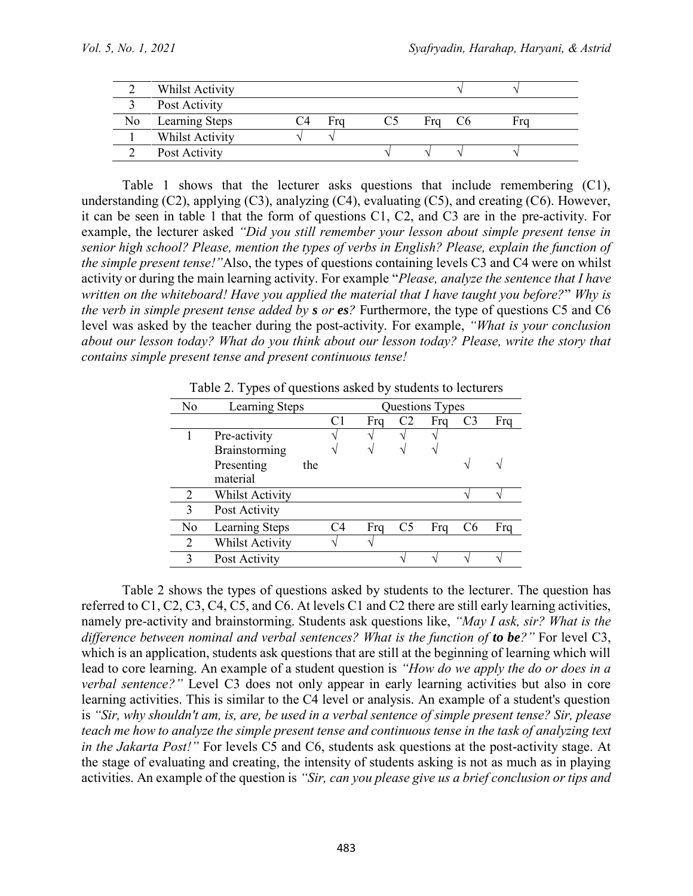| | | | | | | | |
|---|---|---|---|---|---|---|---|
| 2 | Whilst Activity | | | | | √ | √ |
| 3 | Post Activity | | | | | | |
| No | Learning Steps | C4 | Frq | C5 | Frq | C6 | Frq |
| 1 | Whilst Activity | √ | √ | | | | |
| 2 | Post Activity | | | √ | √ | √ | √ |

Table 1 shows that the lecturer asks questions that include remembering (C1), understanding (C2), applying (C3), analyzing (C4), evaluating (C5), and creating (C6). However, it can be seen in table 1 that the form of questions C1, C2, and C3 are in the pre-activity. For example, the lecturer asked *"Did you still remember your lesson about simple present tense in senior high school? Please, mention the types of verbs in English? Please, explain the function of the simple present tense!"* Also, the types of questions containing levels C3 and C4 were on whilst activity or during the main learning activity. For example "*Please, analyze the sentence that I have written on the whiteboard! Have you applied the material that I have taught you before?*" *Why is the verb in simple present tense added by **s** or **es**?* Furthermore, the type of questions C5 and C6 level was asked by the teacher during the post-activity. For example, *"What is your conclusion about our lesson today? What do you think about our lesson today? Please, write the story that contains simple present tense and present continuous tense!*

Table 2. Types of questions asked by students to lecturers

| No | Learning Steps | Questions Types | | | | | |
|---|---|---|---|---|---|---|---|
| | | C1 | Frq | C2 | Frq | C3 | Frq |
| 1 | Pre-activity | √ | √ | √ | √ | | |
| | Brainstorming | √ | √ | √ | √ | | |
| | Presenting the material | | | | | √ | √ |
| 2 | Whilst Activity | | | | | √ | √ |
| 3 | Post Activity | | | | | | |
| No | Learning Steps | C4 | Frq | C5 | Frq | C6 | Frq |
| 2 | Whilst Activity | √ | √ | | | | |
| 3 | Post Activity | | | √ | √ | √ | √ |

Table 2 shows the types of questions asked by students to the lecturer. The question has referred to C1, C2, C3, C4, C5, and C6. At levels C1 and C2 there are still early learning activities, namely pre-activity and brainstorming. Students ask questions like, *"May I ask, sir? What is the difference between nominal and verbal sentences? What is the function of **to be**?"* For level C3, which is an application, students ask questions that are still at the beginning of learning which will lead to core learning. An example of a student question is *"How do we apply the do or does in a verbal sentence?"* Level C3 does not only appear in early learning activities but also in core learning activities. This is similar to the C4 level or analysis. An example of a student's question is *"Sir, why shouldn't am, is, are, be used in a verbal sentence of simple present tense? Sir, please teach me how to analyze the simple present tense and continuous tense in the task of analyzing text in the Jakarta Post!"* For levels C5 and C6, students ask questions at the post-activity stage. At the stage of evaluating and creating, the intensity of students asking is not as much as in playing activities. An example of the question is *"Sir, can you please give us a brief conclusion or tips and*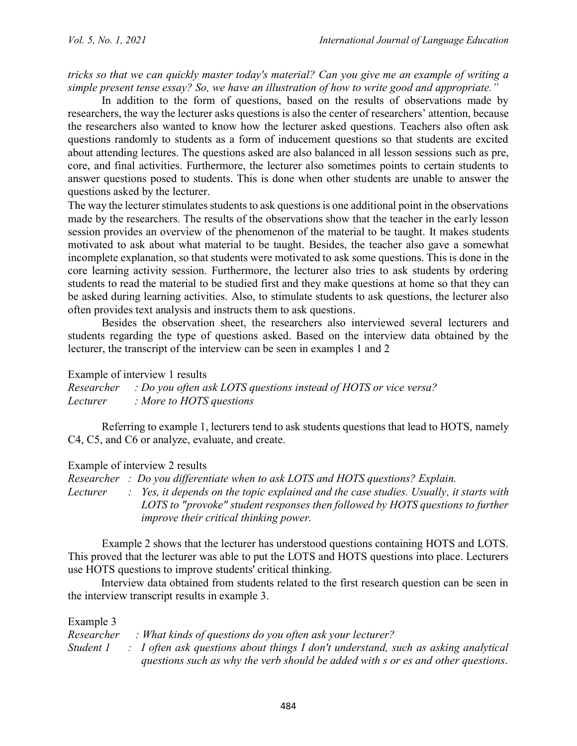*tricks so that we can quickly master today's material? Can you give me an example of writing a simple present tense essay? So, we have an illustration of how to write good and appropriate."*

In addition to the form of questions, based on the results of observations made by researchers, the way the lecturer asks questions is also the center of researchers' attention, because the researchers also wanted to know how the lecturer asked questions. Teachers also often ask questions randomly to students as a form of inducement questions so that students are excited about attending lectures. The questions asked are also balanced in all lesson sessions such as pre, core, and final activities. Furthermore, the lecturer also sometimes points to certain students to answer questions posed to students. This is done when other students are unable to answer the questions asked by the lecturer.

The way the lecturer stimulates students to ask questions is one additional point in the observations made by the researchers. The results of the observations show that the teacher in the early lesson session provides an overview of the phenomenon of the material to be taught. It makes students motivated to ask about what material to be taught. Besides, the teacher also gave a somewhat incomplete explanation, so that students were motivated to ask some questions. This is done in the core learning activity session. Furthermore, the lecturer also tries to ask students by ordering students to read the material to be studied first and they make questions at home so that they can be asked during learning activities. Also, to stimulate students to ask questions, the lecturer also often provides text analysis and instructs them to ask questions.

Besides the observation sheet, the researchers also interviewed several lecturers and students regarding the type of questions asked. Based on the interview data obtained by the lecturer, the transcript of the interview can be seen in examples 1 and 2

Example of interview 1 results

*Researcher : Do you often ask LOTS questions instead of HOTS or vice versa?*
*Lecturer : More to HOTS questions*

Referring to example 1, lecturers tend to ask students questions that lead to HOTS, namely C4, C5, and C6 or analyze, evaluate, and create.

Example of interview 2 results

*Researcher : Do you differentiate when to ask LOTS and HOTS questions? Explain.*
*Lecturer : Yes, it depends on the topic explained and the case studies. Usually, it starts with LOTS to "provoke" student responses then followed by HOTS questions to further improve their critical thinking power.*

Example 2 shows that the lecturer has understood questions containing HOTS and LOTS. This proved that the lecturer was able to put the LOTS and HOTS questions into place. Lecturers use HOTS questions to improve students' critical thinking.

Interview data obtained from students related to the first research question can be seen in the interview transcript results in example 3.

Example 3

*Researcher : What kinds of questions do you often ask your lecturer?*
*Student 1 : I often ask questions about things I don't understand, such as asking analytical questions such as why the verb should be added with s or es and other questions.*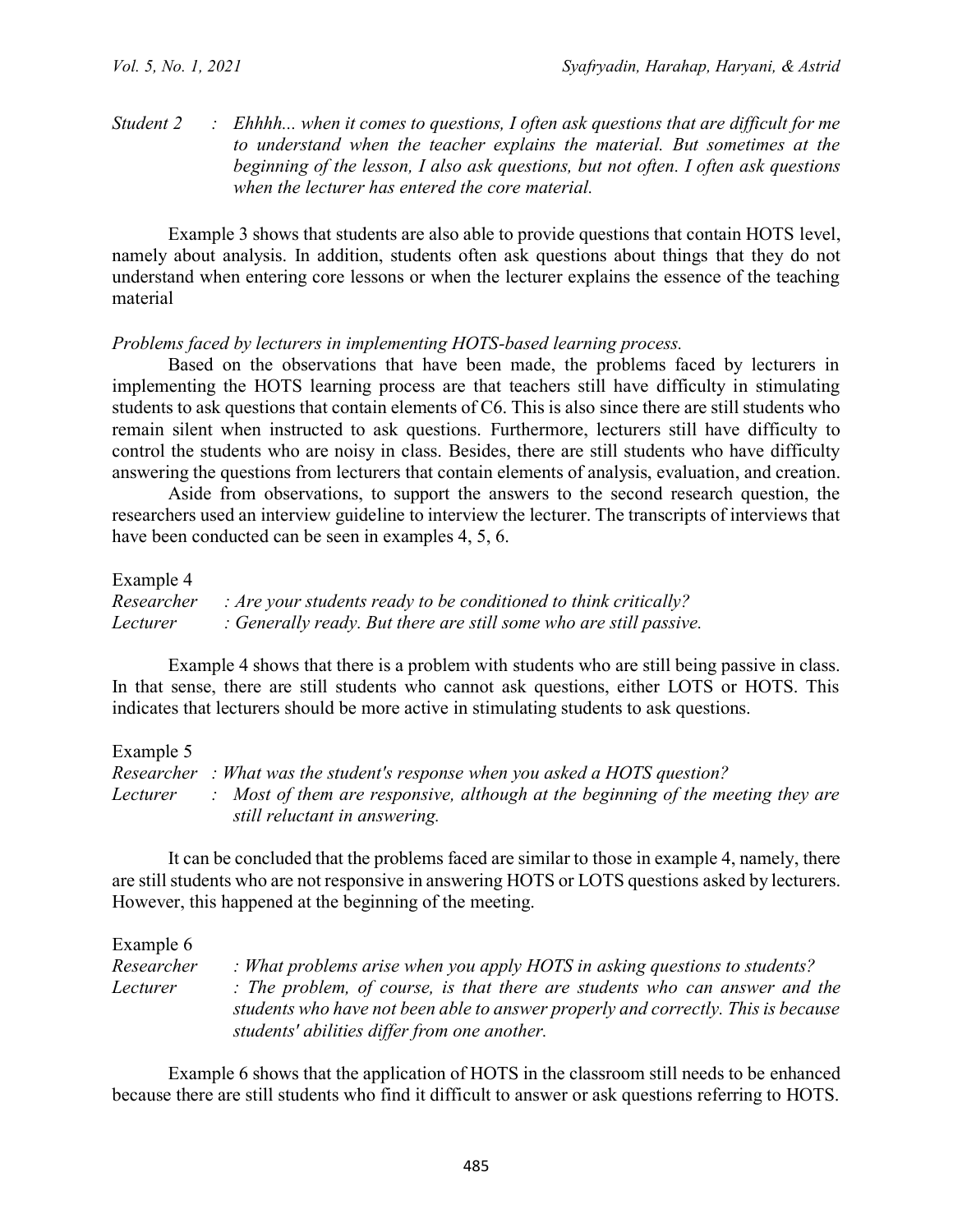*Student 2 : Ehhhh... when it comes to questions, I often ask questions that are difficult for me to understand when the teacher explains the material. But sometimes at the beginning of the lesson, I also ask questions, but not often. I often ask questions when the lecturer has entered the core material.*

Example 3 shows that students are also able to provide questions that contain HOTS level, namely about analysis. In addition, students often ask questions about things that they do not understand when entering core lessons or when the lecturer explains the essence of the teaching material

*Problems faced by lecturers in implementing HOTS-based learning process.*

Based on the observations that have been made, the problems faced by lecturers in implementing the HOTS learning process are that teachers still have difficulty in stimulating students to ask questions that contain elements of C6. This is also since there are still students who remain silent when instructed to ask questions. Furthermore, lecturers still have difficulty to control the students who are noisy in class. Besides, there are still students who have difficulty answering the questions from lecturers that contain elements of analysis, evaluation, and creation.

Aside from observations, to support the answers to the second research question, the researchers used an interview guideline to interview the lecturer. The transcripts of interviews that have been conducted can be seen in examples 4, 5, 6.

Example 4

*Researcher : Are your students ready to be conditioned to think critically?*
*Lecturer : Generally ready. But there are still some who are still passive.*

Example 4 shows that there is a problem with students who are still being passive in class. In that sense, there are still students who cannot ask questions, either LOTS or HOTS. This indicates that lecturers should be more active in stimulating students to ask questions.

Example 5

*Researcher : What was the student's response when you asked a HOTS question?*
*Lecturer : Most of them are responsive, although at the beginning of the meeting they are still reluctant in answering.*

It can be concluded that the problems faced are similar to those in example 4, namely, there are still students who are not responsive in answering HOTS or LOTS questions asked by lecturers. However, this happened at the beginning of the meeting.

Example 6

*Researcher : What problems arise when you apply HOTS in asking questions to students?*
*Lecturer : The problem, of course, is that there are students who can answer and the students who have not been able to answer properly and correctly. This is because students' abilities differ from one another.*

Example 6 shows that the application of HOTS in the classroom still needs to be enhanced because there are still students who find it difficult to answer or ask questions referring to HOTS.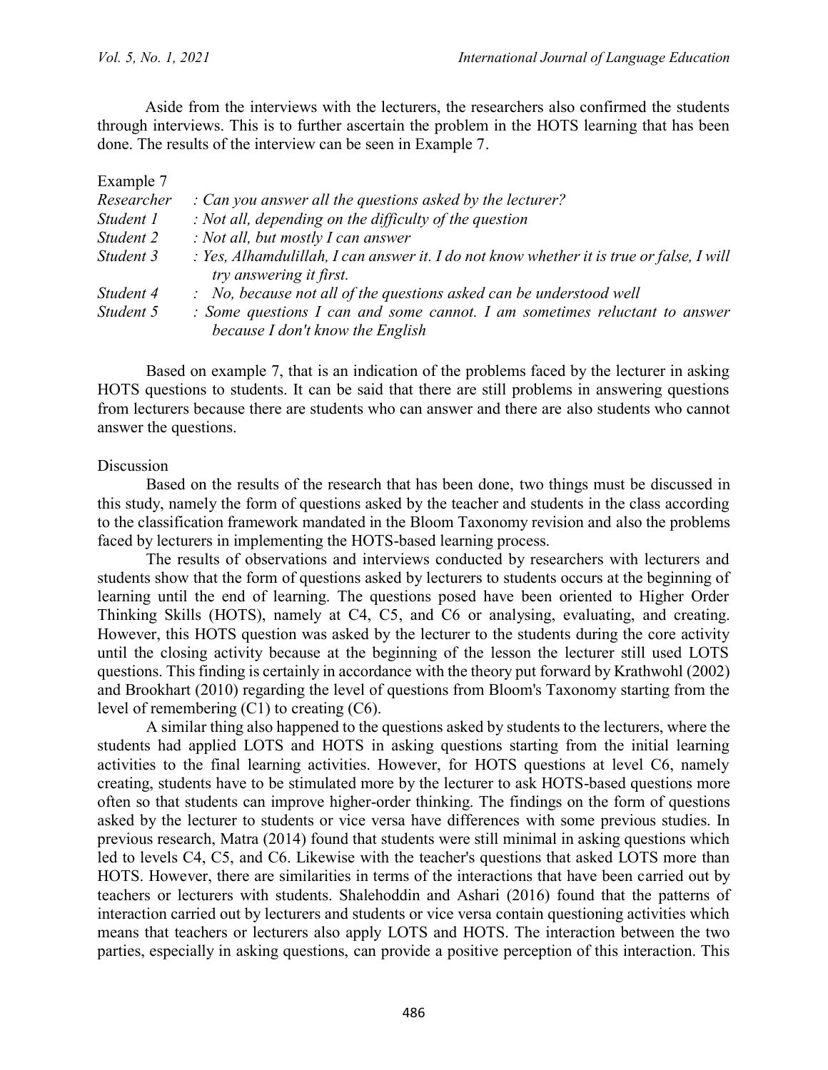Aside from the interviews with the lecturers, the researchers also confirmed the students through interviews. This is to further ascertain the problem in the HOTS learning that has been done. The results of the interview can be seen in Example 7.

Example 7

*Researcher* : *Can you answer all the questions asked by the lecturer?*
*Student 1* : *Not all, depending on the difficulty of the question*
*Student 2* : *Not all, but mostly I can answer*
*Student 3* : *Yes, Alhamdulillah, I can answer it. I do not know whether it is true or false, I will try answering it first.*
*Student 4* : *No, because not all of the questions asked can be understood well*
*Student 5* : *Some questions I can and some cannot. I am sometimes reluctant to answer because I don't know the English*

Based on example 7, that is an indication of the problems faced by the lecturer in asking HOTS questions to students. It can be said that there are still problems in answering questions from lecturers because there are students who can answer and there are also students who cannot answer the questions.

Discussion

Based on the results of the research that has been done, two things must be discussed in this study, namely the form of questions asked by the teacher and students in the class according to the classification framework mandated in the Bloom Taxonomy revision and also the problems faced by lecturers in implementing the HOTS-based learning process.

The results of observations and interviews conducted by researchers with lecturers and students show that the form of questions asked by lecturers to students occurs at the beginning of learning until the end of learning. The questions posed have been oriented to Higher Order Thinking Skills (HOTS), namely at C4, C5, and C6 or analysing, evaluating, and creating. However, this HOTS question was asked by the lecturer to the students during the core activity until the closing activity because at the beginning of the lesson the lecturer still used LOTS questions. This finding is certainly in accordance with the theory put forward by Krathwohl (2002) and Brookhart (2010) regarding the level of questions from Bloom's Taxonomy starting from the level of remembering (C1) to creating (C6).

A similar thing also happened to the questions asked by students to the lecturers, where the students had applied LOTS and HOTS in asking questions starting from the initial learning activities to the final learning activities. However, for HOTS questions at level C6, namely creating, students have to be stimulated more by the lecturer to ask HOTS-based questions more often so that students can improve higher-order thinking. The findings on the form of questions asked by the lecturer to students or vice versa have differences with some previous studies. In previous research, Matra (2014) found that students were still minimal in asking questions which led to levels C4, C5, and C6. Likewise with the teacher's questions that asked LOTS more than HOTS. However, there are similarities in terms of the interactions that have been carried out by teachers or lecturers with students. Shalehoddin and Ashari (2016) found that the patterns of interaction carried out by lecturers and students or vice versa contain questioning activities which means that teachers or lecturers also apply LOTS and HOTS. The interaction between the two parties, especially in asking questions, can provide a positive perception of this interaction. This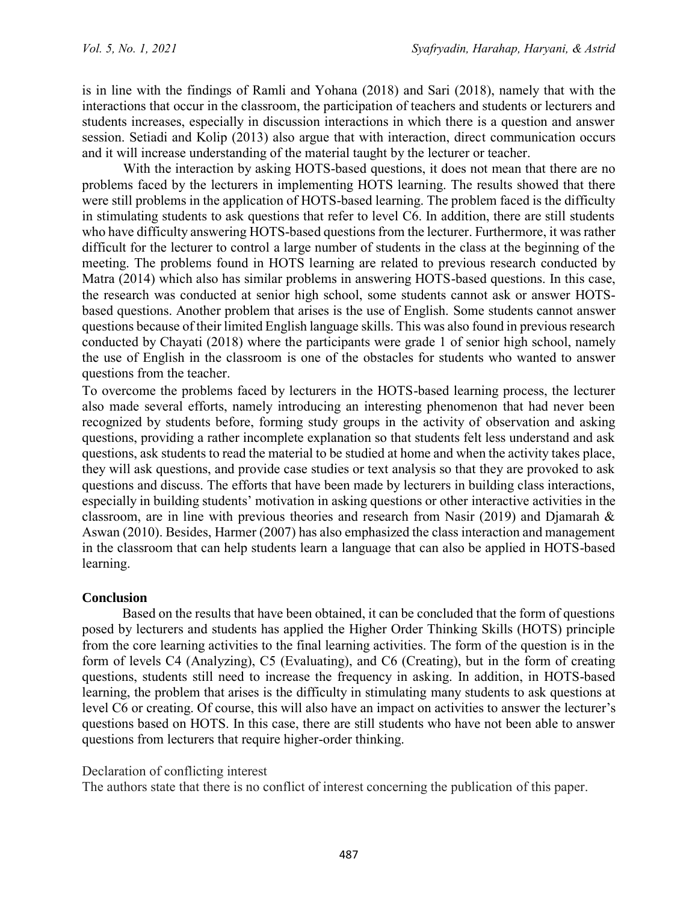is in line with the findings of Ramli and Yohana (2018) and Sari (2018), namely that with the interactions that occur in the classroom, the participation of teachers and students or lecturers and students increases, especially in discussion interactions in which there is a question and answer session. Setiadi and Kolip (2013) also argue that with interaction, direct communication occurs and it will increase understanding of the material taught by the lecturer or teacher.

With the interaction by asking HOTS-based questions, it does not mean that there are no problems faced by the lecturers in implementing HOTS learning. The results showed that there were still problems in the application of HOTS-based learning. The problem faced is the difficulty in stimulating students to ask questions that refer to level C6. In addition, there are still students who have difficulty answering HOTS-based questions from the lecturer. Furthermore, it was rather difficult for the lecturer to control a large number of students in the class at the beginning of the meeting. The problems found in HOTS learning are related to previous research conducted by Matra (2014) which also has similar problems in answering HOTS-based questions. In this case, the research was conducted at senior high school, some students cannot ask or answer HOTS-based questions. Another problem that arises is the use of English. Some students cannot answer questions because of their limited English language skills. This was also found in previous research conducted by Chayati (2018) where the participants were grade 1 of senior high school, namely the use of English in the classroom is one of the obstacles for students who wanted to answer questions from the teacher.

To overcome the problems faced by lecturers in the HOTS-based learning process, the lecturer also made several efforts, namely introducing an interesting phenomenon that had never been recognized by students before, forming study groups in the activity of observation and asking questions, providing a rather incomplete explanation so that students felt less understand and ask questions, ask students to read the material to be studied at home and when the activity takes place, they will ask questions, and provide case studies or text analysis so that they are provoked to ask questions and discuss. The efforts that have been made by lecturers in building class interactions, especially in building students' motivation in asking questions or other interactive activities in the classroom, are in line with previous theories and research from Nasir (2019) and Djamarah & Aswan (2010). Besides, Harmer (2007) has also emphasized the class interaction and management in the classroom that can help students learn a language that can also be applied in HOTS-based learning.

## Conclusion

Based on the results that have been obtained, it can be concluded that the form of questions posed by lecturers and students has applied the Higher Order Thinking Skills (HOTS) principle from the core learning activities to the final learning activities. The form of the question is in the form of levels C4 (Analyzing), C5 (Evaluating), and C6 (Creating), but in the form of creating questions, students still need to increase the frequency in asking. In addition, in HOTS-based learning, the problem that arises is the difficulty in stimulating many students to ask questions at level C6 or creating. Of course, this will also have an impact on activities to answer the lecturer's questions based on HOTS. In this case, there are still students who have not been able to answer questions from lecturers that require higher-order thinking.

Declaration of conflicting interest

The authors state that there is no conflict of interest concerning the publication of this paper.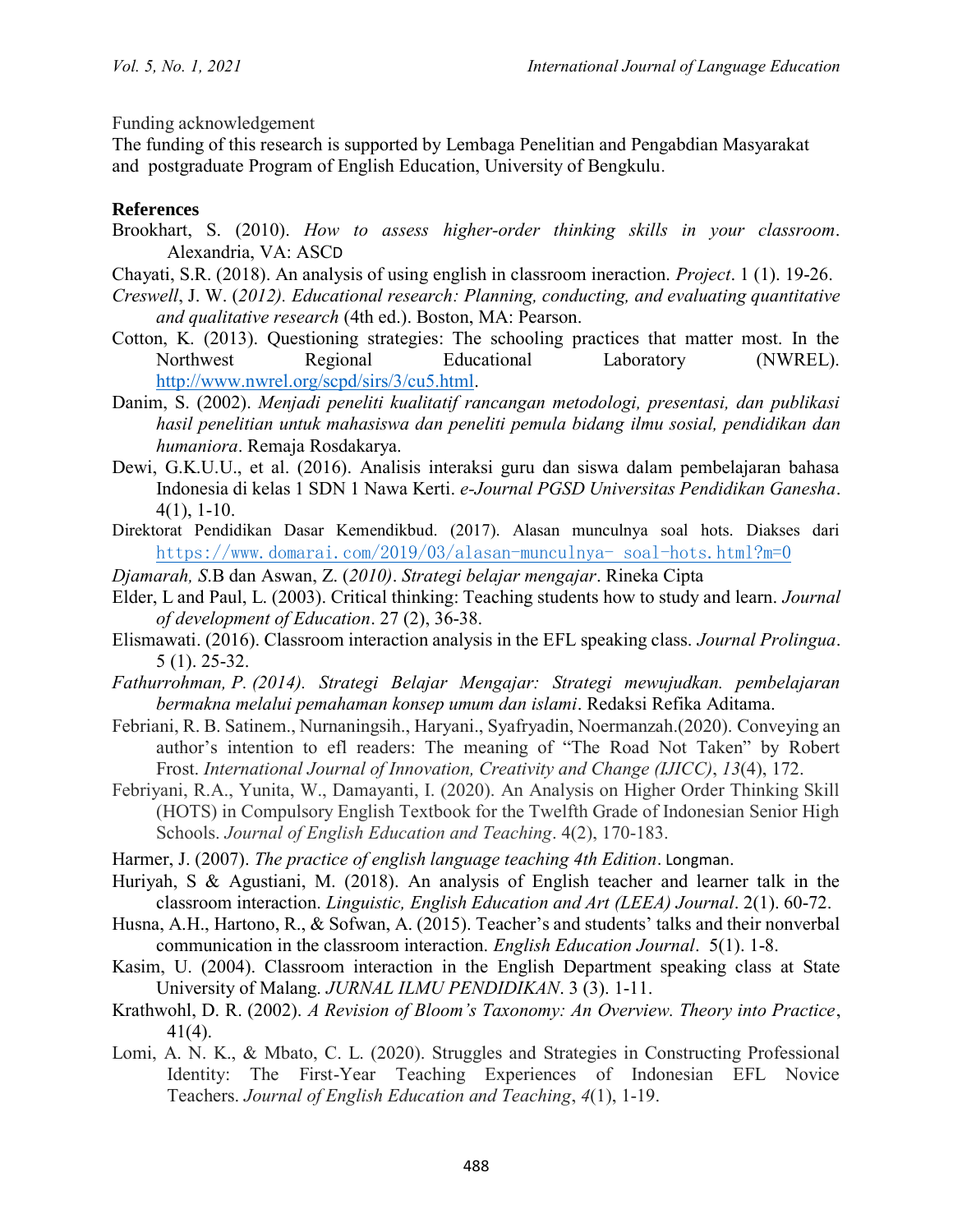Funding acknowledgement

The funding of this research is supported by Lembaga Penelitian and Pengabdian Masyarakat and postgraduate Program of English Education, University of Bengkulu.

**References**

Brookhart, S. (2010). *How to assess higher-order thinking skills in your classroom*. Alexandria, VA: ASCD

Chayati, S.R. (2018). An analysis of using english in classroom ineraction. *Project*. 1 (1). 19-26.

*Creswell*, J. W. (*2012). Educational research: Planning, conducting, and evaluating quantitative and qualitative research* (4th ed.). Boston, MA: Pearson.

Cotton, K. (2013). Questioning strategies: The schooling practices that matter most. In the Northwest Regional Educational Laboratory (NWREL). http://www.nwrel.org/scpd/sirs/3/cu5.html.

Danim, S. (2002). *Menjadi peneliti kualitatif rancangan metodologi, presentasi, dan publikasi hasil penelitian untuk mahasiswa dan peneliti pemula bidang ilmu sosial, pendidikan dan humaniora*. Remaja Rosdakarya.

Dewi, G.K.U.U., et al. (2016). Analisis interaksi guru dan siswa dalam pembelajaran bahasa Indonesia di kelas 1 SDN 1 Nawa Kerti. *e-Journal PGSD Universitas Pendidikan Ganesha*. 4(1), 1-10.

Direktorat Pendidikan Dasar Kemendikbud. (2017). Alasan munculnya soal hots. Diakses dari https://www.domarai.com/2019/03/alasan-munculnya- soal-hots.html?m=0

*Djamarah, S*.B dan Aswan, Z. (*2010)*. *Strategi belajar mengajar*. Rineka Cipta

Elder, L and Paul, L. (2003). Critical thinking: Teaching students how to study and learn. *Journal of development of Education*. 27 (2), 36-38.

Elismawati. (2016). Classroom interaction analysis in the EFL speaking class. *Journal Prolingua*. 5 (1). 25-32.

*Fathurrohman, P. (2014). Strategi Belajar Mengajar: Strategi mewujudkan. pembelajaran bermakna melalui pemahaman konsep umum dan islami*. Redaksi Refika Aditama.

Febriani, R. B. Satinem., Nurnaningsih., Haryani., Syafryadin, Noermanzah.(2020). Conveying an author's intention to efl readers: The meaning of "The Road Not Taken" by Robert Frost. *International Journal of Innovation, Creativity and Change (IJICC)*, *13*(4), 172.

Febriyani, R.A., Yunita, W., Damayanti, I. (2020). An Analysis on Higher Order Thinking Skill (HOTS) in Compulsory English Textbook for the Twelfth Grade of Indonesian Senior High Schools. *Journal of English Education and Teaching*. 4(2), 170-183.

Harmer, J. (2007). *The practice of english language teaching 4th Edition*. Longman.

Huriyah, S & Agustiani, M. (2018). An analysis of English teacher and learner talk in the classroom interaction. *Linguistic, English Education and Art (LEEA) Journal*. 2(1). 60-72.

Husna, A.H., Hartono, R., & Sofwan, A. (2015). Teacher's and students' talks and their nonverbal communication in the classroom interaction. *English Education Journal*. 5(1). 1-8.

Kasim, U. (2004). Classroom interaction in the English Department speaking class at State University of Malang. *JURNAL ILMU PENDIDIKAN*. 3 (3). 1-11.

Krathwohl, D. R. (2002). *A Revision of Bloom's Taxonomy: An Overview. Theory into Practice*, 41(4).

Lomi, A. N. K., & Mbato, C. L. (2020). Struggles and Strategies in Constructing Professional Identity: The First-Year Teaching Experiences of Indonesian EFL Novice Teachers. *Journal of English Education and Teaching*, *4*(1), 1-19.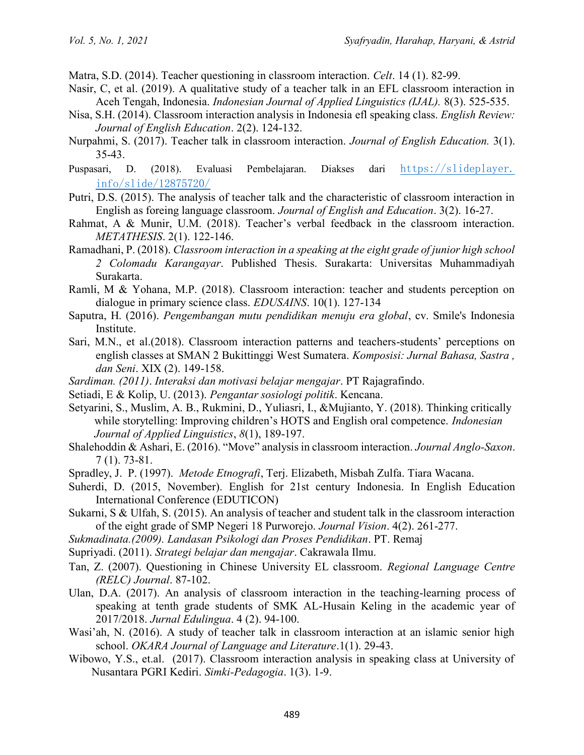Matra, S.D. (2014). Teacher questioning in classroom interaction. *Celt*. 14 (1). 82-99.

Nasir, C, et al. (2019). A qualitative study of a teacher talk in an EFL classroom interaction in Aceh Tengah, Indonesia. *Indonesian Journal of Applied Linguistics (IJAL).* 8(3). 525-535.

Nisa, S.H. (2014). Classroom interaction analysis in Indonesia efl speaking class. *English Review: Journal of English Education*. 2(2). 124-132.

Nurpahmi, S. (2017). Teacher talk in classroom interaction. *Journal of English Education.* 3(1). 35-43.

Puspasari, D. (2018). Evaluasi Pembelajaran. Diakses dari https://slideplayer.info/slide/12875720/

Putri, D.S. (2015). The analysis of teacher talk and the characteristic of classroom interaction in English as foreing language classroom. *Journal of English and Education*. 3(2). 16-27.

Rahmat, A & Munir, U.M. (2018). Teacher's verbal feedback in the classroom interaction. *METATHESIS*. 2(1). 122-146.

Ramadhani, P. (2018). *Classroom interaction in a speaking at the eight grade of junior high school 2 Colomadu Karangayar*. Published Thesis. Surakarta: Universitas Muhammadiyah Surakarta.

Ramli, M & Yohana, M.P. (2018). Classroom interaction: teacher and students perception on dialogue in primary science class. *EDUSAINS*. 10(1). 127-134

Saputra, H. (2016). *Pengembangan mutu pendidikan menuju era global*, cv. Smile's Indonesia Institute.

Sari, M.N., et al.(2018). Classroom interaction patterns and teachers-students' perceptions on english classes at SMAN 2 Bukittinggi West Sumatera. *Komposisi: Jurnal Bahasa, Sastra , dan Seni*. XIX (2). 149-158.

*Sardiman. (2011)*. *Interaksi dan motivasi belajar mengajar*. PT Rajagrafindo.

Setiadi, E & Kolip, U. (2013). *Pengantar sosiologi politik*. Kencana.

Setyarini, S., Muslim, A. B., Rukmini, D., Yuliasri, I., &Mujianto, Y. (2018). Thinking critically while storytelling: Improving children's HOTS and English oral competence. *Indonesian Journal of Applied Linguistics*, *8*(1), 189-197.

Shalehoddin & Ashari, E. (2016). "Move" analysis in classroom interaction. *Journal Anglo-Saxon*. 7 (1). 73-81.

Spradley, J. P. (1997). *Metode Etnografi*, Terj. Elizabeth, Misbah Zulfa. Tiara Wacana.

Suherdi, D. (2015, November). English for 21st century Indonesia. In English Education International Conference (EDUTICON)

Sukarni, S & Ulfah, S. (2015). An analysis of teacher and student talk in the classroom interaction of the eight grade of SMP Negeri 18 Purworejo. *Journal Vision*. 4(2). 261-277.

*Sukmadinata.(2009). Landasan Psikologi dan Proses Pendidikan*. PT. Remaj

Supriyadi. (2011). *Strategi belajar dan mengajar*. Cakrawala Ilmu.

Tan, Z. (2007). Questioning in Chinese University EL classroom. *Regional Language Centre (RELC) Journal*. 87-102.

Ulan, D.A. (2017). An analysis of classroom interaction in the teaching-learning process of speaking at tenth grade students of SMK AL-Husain Keling in the academic year of 2017/2018. *Jurnal Edulingua*. 4 (2). 94-100.

Wasi'ah, N. (2016). A study of teacher talk in classroom interaction at an islamic senior high school. *OKARA Journal of Language and Literature*.1(1). 29-43.

Wibowo, Y.S., et.al. (2017). Classroom interaction analysis in speaking class at University of Nusantara PGRI Kediri. *Simki-Pedagogia*. 1(3). 1-9.